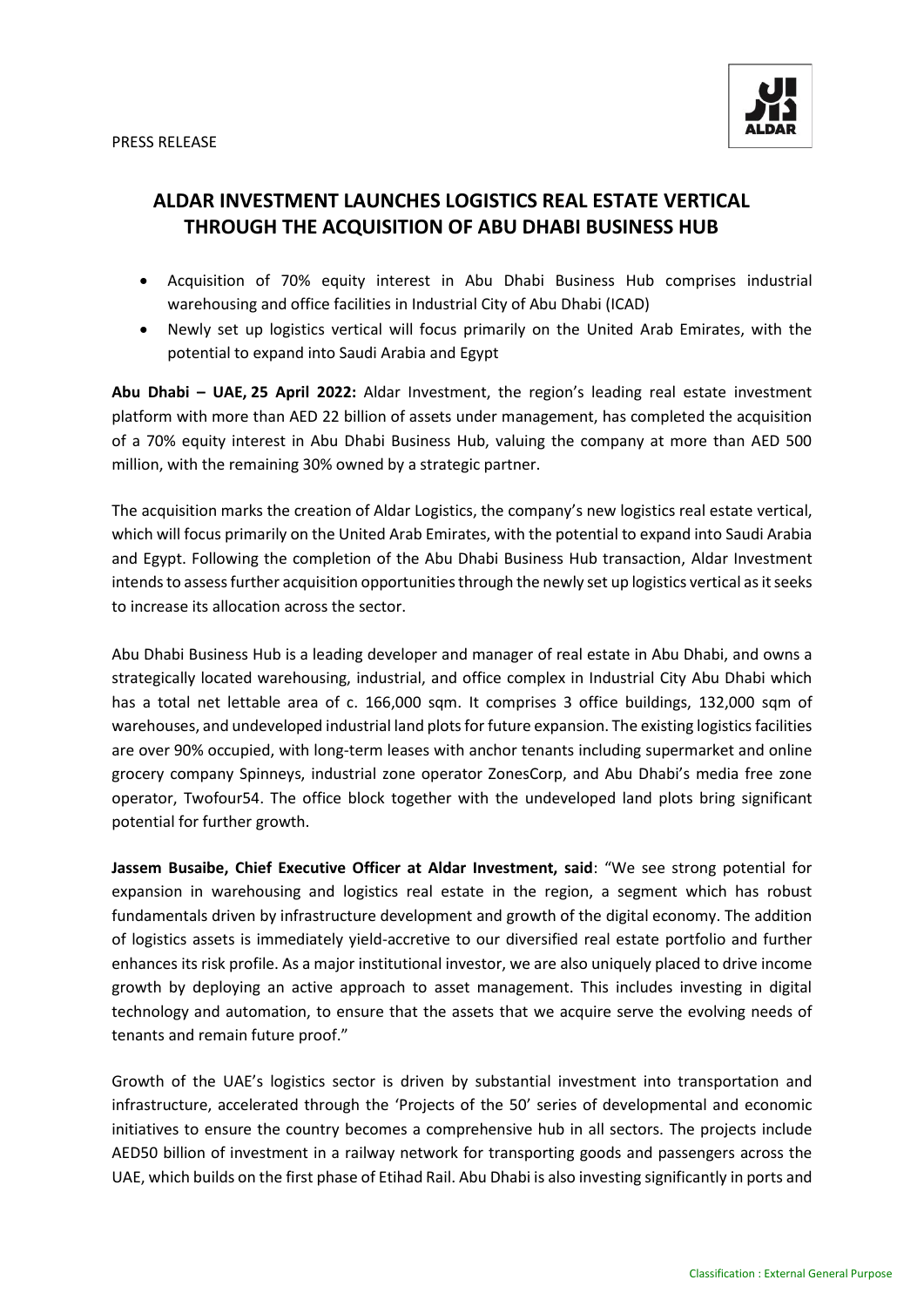PRESS RELEASE

# ALDAR INVESTMENT LAUNCHES LOGISTICS REAL ESTATE VERTICAL THROUGH THE ACQUISITION OF ABU DHABI BUSINESS HUB

- Acquisition of 70% equity interest in Abu Dhabi Business Hub comprises industrial warehousing and office facilities in Industrial City of Abu Dhabi (ICAD)
- Newly set up logistics vertical will focus primarily on the United Arab Emirates, with the potential to expand into Saudi Arabia and Egypt

**Abu Dhabi – UAE, 25 April 2022:** Aldar Investment, the region's leading real estate investment platform with more than AED 22 billion of assets under management, has completed the acquisition of a 70% equity interest in Abu Dhabi Business Hub, valuing the company at more than AED 500 million, with the remaining 30% owned by a strategic partner.

The acquisition marks the creation of Aldar Logistics, the company's new logistics real estate vertical, which will focus primarily on the United Arab Emirates, with the potential to expand into Saudi Arabia and Egypt. Following the completion of the Abu Dhabi Business Hub transaction, Aldar Investment intends to assess further acquisition opportunities through the newly set up logistics vertical as it seeks to increase its allocation across the sector.

Abu Dhabi Business Hub is a leading developer and manager of real estate in Abu Dhabi, and owns a strategically located warehousing, industrial, and office complex in Industrial City Abu Dhabi which has a total net lettable area of c. 166,000 sqm. It comprises 3 office buildings, 132,000 sqm of warehouses, and undeveloped industrial land plots for future expansion. The existing logistics facilities are over 90% occupied, with long-term leases with anchor tenants including supermarket and online grocery company Spinneys, industrial zone operator ZonesCorp, and Abu Dhabi's media free zone operator, Twofour54. The office block together with the undeveloped land plots bring significant potential for further growth.

**Jassem Busaibe, Chief Executive Officer at Aldar Investment, said**: "We see strong potential for expansion in warehousing and logistics real estate in the region, a segment which has robust fundamentals driven by infrastructure development and growth of the digital economy. The addition of logistics assets is immediately yield-accretive to our diversified real estate portfolio and further enhances its risk profile. As a major institutional investor, we are also uniquely placed to drive income growth by deploying an active approach to asset management. This includes investing in digital technology and automation, to ensure that the assets that we acquire serve the evolving needs of tenants and remain future proof."

Growth of the UAE's logistics sector is driven by substantial investment into transportation and infrastructure, accelerated through the 'Projects of the 50' series of developmental and economic initiatives to ensure the country becomes a comprehensive hub in all sectors. The projects include AED50 billion of investment in a railway network for transporting goods and passengers across the UAE, which builds on the first phase of Etihad Rail. Abu Dhabi is also investing significantly in ports and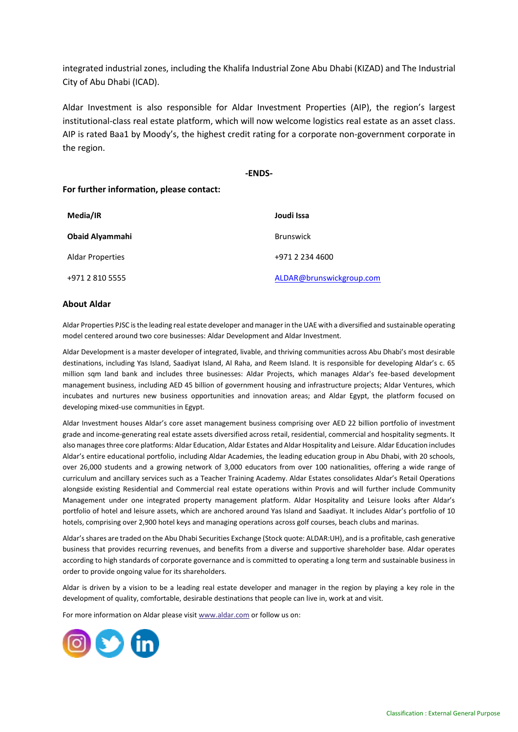integrated industrial zones, including the Khalifa Industrial Zone Abu Dhabi (KIZAD) and The Industrial City of Abu Dhabi (ICAD).

Aldar Investment is also responsible for Aldar Investment Properties (AIP), the region's largest institutional-class real estate platform, which will now welcome logistics real estate as an asset class. AIP is rated Baa1 by Moody's, the highest credit rating for a corporate non-government corporate in the region.

**-ENDS-**

**For further information, please contact:**

| **Media/IR** | **Joudi Issa** |
|---|---|
| **Obaid Alyammahi** | Brunswick |
| Aldar Properties | +971 2 234 4600 |
| +971 2 810 5555 | ALDAR@brunswickgroup.com |

## About Aldar

Aldar Properties PJSC is the leading real estate developer and manager in the UAE with a diversified and sustainable operating model centered around two core businesses: Aldar Development and Aldar Investment.

Aldar Development is a master developer of integrated, livable, and thriving communities across Abu Dhabi's most desirable destinations, including Yas Island, Saadiyat Island, Al Raha, and Reem Island. It is responsible for developing Aldar's c. 65 million sqm land bank and includes three businesses: Aldar Projects, which manages Aldar's fee-based development management business, including AED 45 billion of government housing and infrastructure projects; Aldar Ventures, which incubates and nurtures new business opportunities and innovation areas; and Aldar Egypt, the platform focused on developing mixed-use communities in Egypt.

Aldar Investment houses Aldar's core asset management business comprising over AED 22 billion portfolio of investment grade and income-generating real estate assets diversified across retail, residential, commercial and hospitality segments. It also manages three core platforms: Aldar Education, Aldar Estates and Aldar Hospitality and Leisure. Aldar Education includes Aldar's entire educational portfolio, including Aldar Academies, the leading education group in Abu Dhabi, with 20 schools, over 26,000 students and a growing network of 3,000 educators from over 100 nationalities, offering a wide range of curriculum and ancillary services such as a Teacher Training Academy. Aldar Estates consolidates Aldar's Retail Operations alongside existing Residential and Commercial real estate operations within Provis and will further include Community Management under one integrated property management platform. Aldar Hospitality and Leisure looks after Aldar's portfolio of hotel and leisure assets, which are anchored around Yas Island and Saadiyat. It includes Aldar's portfolio of 10 hotels, comprising over 2,900 hotel keys and managing operations across golf courses, beach clubs and marinas.

Aldar's shares are traded on the Abu Dhabi Securities Exchange (Stock quote: ALDAR:UH), and is a profitable, cash generative business that provides recurring revenues, and benefits from a diverse and supportive shareholder base. Aldar operates according to high standards of corporate governance and is committed to operating a long term and sustainable business in order to provide ongoing value for its shareholders.

Aldar is driven by a vision to be a leading real estate developer and manager in the region by playing a key role in the development of quality, comfortable, desirable destinations that people can live in, work at and visit.

For more information on Aldar please visit www.aldar.com or follow us on: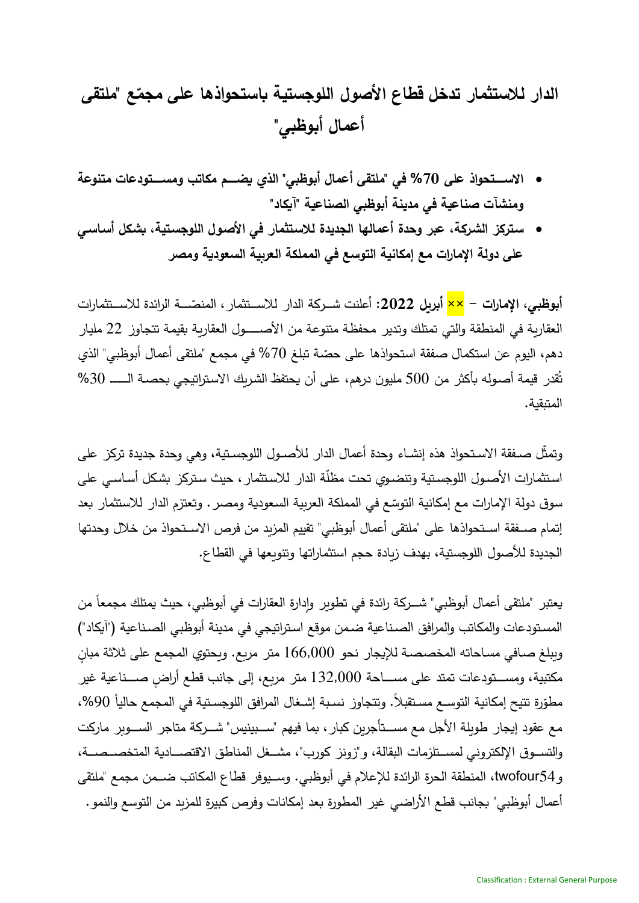# الدار للاستثمار تدخل قطاع الأصول اللوجستية باستحواذها على مجمّع "ملتقى أعمال أبوظبي"

- **الاستحواذ على 70% في "ملتقى أعمال أبوظبي" الذي يضم مكاتب ومستودعات متنوعة ومنشآت صناعية في مدينة أبوظبي الصناعية "آيكاد"**
- **ستركز الشركة، عبر وحدة أعمالها الجديدة للاستثمار في الأصول اللوجستية، بشكل أساسي على دولة الإمارات مع إمكانية التوسع في المملكة العربية السعودية ومصر**

**أبوظبي، الإمارات – ×× أبريل 2022:** أعلنت شركة الدار للاستثمار، المنصّة الرائدة للاستثمارات العقارية في المنطقة والتي تمتلك وتدير محفظة متنوعة من الأصول العقارية بقيمة تتجاوز 22 مليار درهم، اليوم عن استكمال صفقة استحواذها على حصّة تبلغ 70% في مجمع "ملتقى أعمال أبوظبي" الذي تُقدر قيمة أصوله بأكثر من 500 مليون درهم، على أن يحتفظ الشريك الاستراتيجي بحصة الـ 30% المتبقية.

وتمثّل صفقة الاستحواذ هذه إنشاء وحدة أعمال الدار للأصول اللوجستية، وهي وحدة جديدة تركز على استثمارات الأصول اللوجستية وتنضوي تحت مظلّة الدار للاستثمار، حيث ستركز بشكل أساسي على سوق دولة الإمارات مع إمكانية التوسّع في المملكة العربية السعودية ومصر. وتعتزم الدار للاستثمار بعد إتمام صفقة استحواذها على "ملتقى أعمال أبوظبي" تقييم المزيد من فرص الاستحواذ من خلال وحدتها الجديدة للأصول اللوجستية، بهدف زيادة حجم استثماراتها وتنويعها في القطاع.

يعتبر "ملتقى أعمال أبوظبي" شركة رائدة في تطوير وإدارة العقارات في أبوظبي، حيث يمتلك مجمعاً من المستودعات والمكاتب والمرافق الصناعية ضمن موقع استراتيجي في مدينة أبوظبي الصناعية ("آيكاد") ويبلغ صافي مساحاته المخصصة للإيجار نحو 166,000 متر مربع. ويحتوي المجمع على ثلاثة مبانٍ مكتبية، ومستودعات تمتد على مساحة 132,000 متر مربع، إلى جانب قطع أراضٍ صناعية غير مطوّرة تتيح إمكانية التوسع مستقبلاً. وتتجاوز نسبة إشغال المرافق اللوجستية في المجمع حالياً 90%، مع عقود إيجار طويلة الأجل مع مستأجرين كبار، بما فيهم "سبينيس" شركة متاجر السوبر ماركت والتسوق الإلكتروني لمستلزمات البقالة، و"زونز كورب"، مشغل المناطق الاقتصادية المتخصصة، وtwofour54، المنطقة الحرة الرائدة للإعلام في أبوظبي. وسيوفر قطاع المكاتب ضمن مجمع "ملتقى أعمال أبوظبي" بجانب قطع الأراضي غير المطورة بعد إمكانات وفرص كبيرة للمزيد من التوسع والنمو.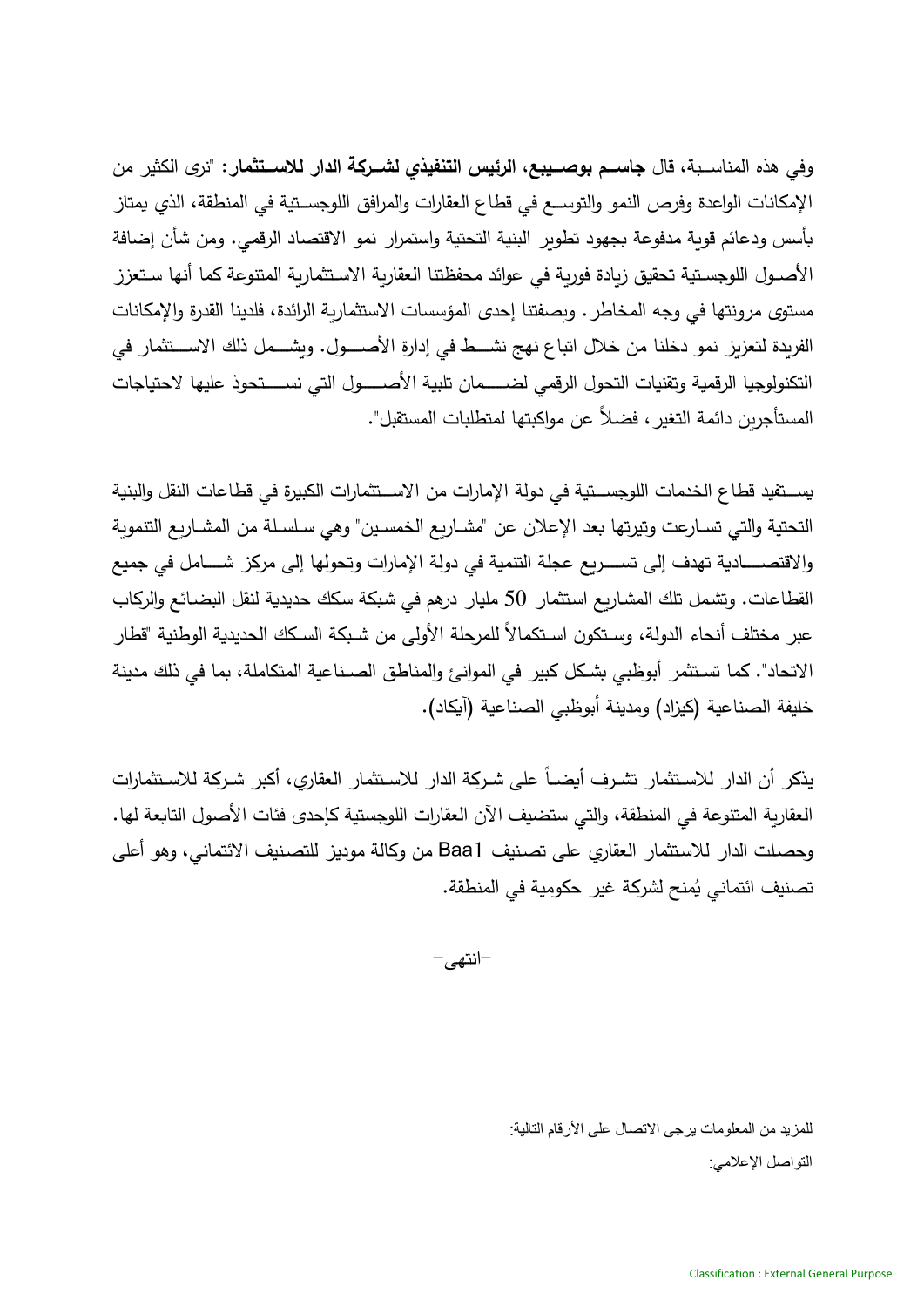وفي هذه المناسبة، قال **جاسم بوصيبع، الرئيس التنفيذي لشركة الدار للاستثمار**: "نرى الكثير من الإمكانات الواعدة وفرص النمو والتوسع في قطاع العقارات والمرافق اللوجستية في المنطقة، الذي يمتاز بأسس ودعائم قوية مدفوعة بجهود تطوير البنية التحتية واستمرار نمو الاقتصاد الرقمي. ومن شأن إضافة الأصول اللوجستية تحقيق زيادة فورية في عوائد محفظتنا العقارية الاستثمارية المتنوعة كما أنها ستعزز مستوى مرونتها في وجه المخاطر. وبصفتنا إحدى المؤسسات الاستثمارية الرائدة، فلدينا القدرة والإمكانات الفريدة لتعزيز نمو دخلنا من خلال اتباع نهج نشط في إدارة الأصول. ويشمل ذلك الاستثمار في التكنولوجيا الرقمية وتقنيات التحول الرقمي لضمان تلبية الأصول التي نستحوذ عليها لاحتياجات المستأجرين دائمة التغير، فضلاً عن مواكبتها لمتطلبات المستقبل".

يستفيد قطاع الخدمات اللوجستية في دولة الإمارات من الاستثمارات الكبيرة في قطاعات النقل والبنية التحتية والتي تسارعت وتيرتها بعد الإعلان عن "مشاريع الخمسين" وهي سلسلة من المشاريع التنموية والاقتصادية تهدف إلى تسريع عجلة التنمية في دولة الإمارات وتحولها إلى مركز شامل في جميع القطاعات. وتشمل تلك المشاريع استثمار 50 مليار درهم في شبكة سكك حديدية لنقل البضائع والركاب عبر مختلف أنحاء الدولة، وستكون استكمالاً للمرحلة الأولى من شبكة السكك الحديدية الوطنية "قطار الاتحاد". كما تستثمر أبوظبي بشكل كبير في الموانئ والمناطق الصناعية المتكاملة، بما في ذلك مدينة خليفة الصناعية (كيزاد) ومدينة أبوظبي الصناعية (آيكاد).

يذكر أن الدار للاستثمار تشرف أيضاً على شركة الدار للاستثمار العقاري، أكبر شركة للاستثمارات العقارية المتنوعة في المنطقة، والتي ستضيف الآن العقارات اللوجستية كإحدى فئات الأصول التابعة لها. وحصلت الدار للاستثمار العقاري على تصنيف Baa1 من وكالة موديز للتصنيف الائتماني، وهو أعلى تصنيف ائتماني يُمنح لشركة غير حكومية في المنطقة.

-انتهى-

للمزيد من المعلومات يرجى الاتصال على الأرقام التالية:

التواصل الإعلامي: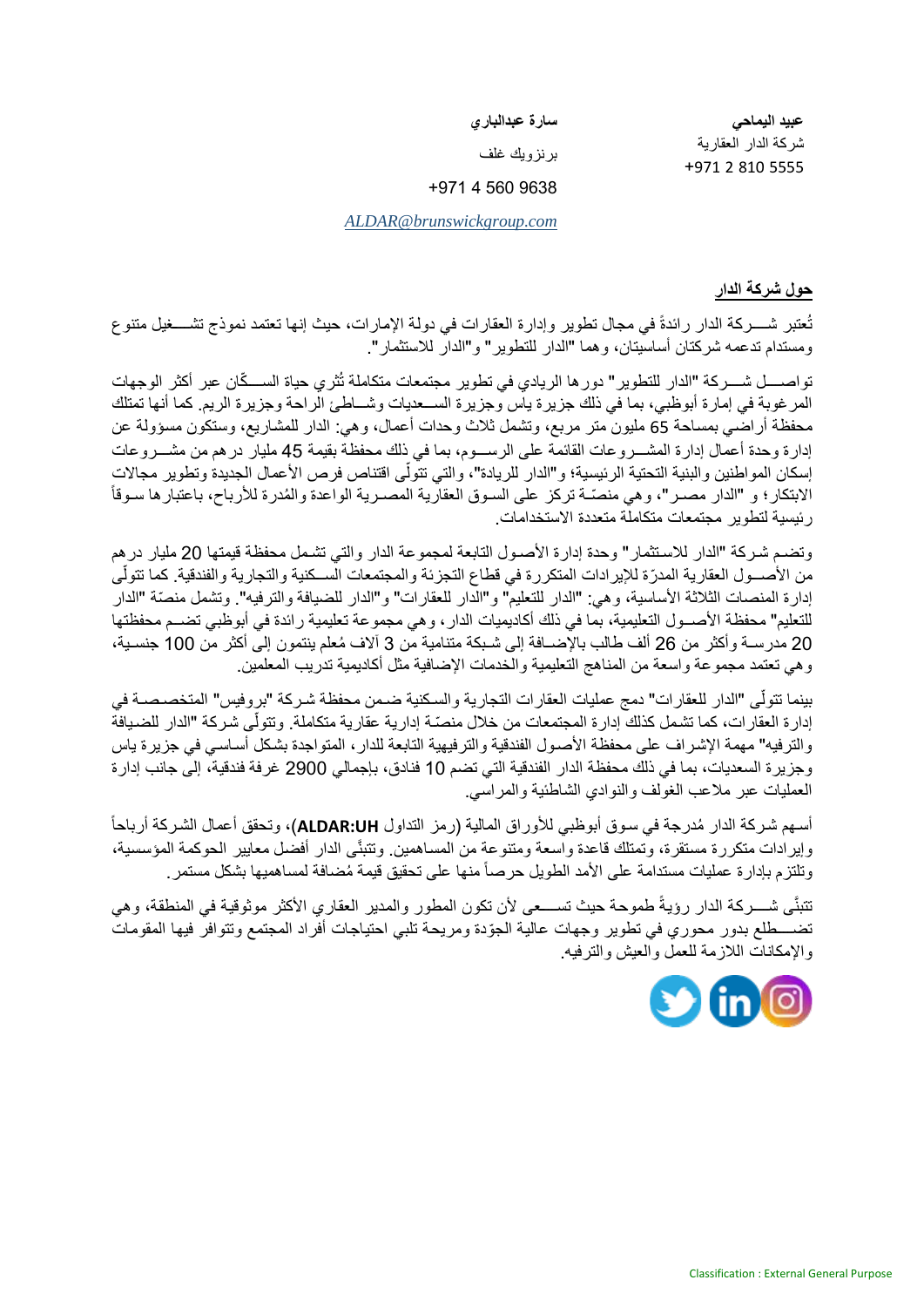**عبيد اليماحي**
شركة الدار العقارية
+971 2 810 5555

**سارة عبدالباري**
برنزويك غلف
+971 4 560 9638
*ALDAR@brunswickgroup.com*

## حول شركة الدار

تُعتبر شـــركة الدار رائدةً في مجال تطوير وإدارة العقارات في دولة الإمارات، حيث إنها تعتمد نموذج تشـــغيل متنوع ومستدام تدعمه شركتان أساسيتان، وهما "الدار للتطوير" و"الدار للاستثمار".

تواصـــل شـــركة "الدار للتطوير" دورها الريادي في تطوير مجتمعات متكاملة تُثري حياة الســـكّان عبر أكثر الوجهات المرغوبة في إمارة أبوظبي، بما في ذلك جزيرة ياس وجزيرة الســـعديات وشـــاطئ الراحة وجزيرة الريم. كما أنها تمتلك محفظة أراضي بمساحة 65 مليون متر مربع، وتشمل ثلاث وحدات أعمال، وهي: الدار للمشاريع، وستكون مسؤولة عن إدارة وحدة أعمال إدارة المشـــروعات القائمة على الرســـوم، بما في ذلك محفظة بقيمة 45 مليار درهم من مشـــروعات إسكان المواطنين والبنية التحتية الرئيسية؛ و"الدار للريادة"، والتي تتولّى اقتناص فرص الأعمال الجديدة وتطوير مجالات الابتكار؛ و "الدار مصـــر"، وهي منصّـة تركز على الســوق العقارية المصـــرية الواعدة والمُدرة للأرباح، باعتبارها ســوقاً رئيسية لتطوير مجتمعات متكاملة متعددة الاستخدامات.

وتضم شـركة "الدار للاسـتثمار" وحدة إدارة الأصـول التابعة لمجموعة الدار والتي تشـمل محفظة قيمتها 20 مليار درهم من الأصـــول العقارية المدرّة للإيرادات المتكررة في قطاع التجزئة والمجتمعات الســكنية والتجارية والفندقية. كما تتولّى إدارة المنصات الثلاثة الأساسية، وهي: "الدار للتعليم" و"الدار للعقارات" و"الدار للضيافة والترفيه". وتشمل منصّة "الدار للتعليم" محفظة الأصـــول التعليمية، بما في ذلك أكاديميات الدار، وهي مجموعة تعليمية رائدة في أبوظبي تضـــم محفظتها 20 مدرســة وأكثر من 26 ألف طالب بالإضـــافة إلى شـبكة متنامية من 3 آلاف مُعلم ينتمون إلى أكثر من 100 جنسـية، وهي تعتمد مجموعة واسعة من المناهج التعليمية والخدمات الإضافية مثل أكاديمية تدريب المعلمين.

بينما تتولّى "الدار للعقارات" دمج عمليات العقارات التجارية والسـكنية ضـمن محفظة شـركة "بروفيس" المتخصـصـة في إدارة العقارات، كما تشمل كذلك إدارة المجتمعات من خلال منصّـة إدارية عقارية متكاملة. وتتولّى شـركة "الدار للضـيافة والترفيه" مهمة الإشـراف على محفظة الأصـول الفندقية والترفيهية التابعة للدار، المتواجدة بشكل أساسـي في جزيرة ياس وجزيرة السعديات، بما في ذلك محفظة الدار الفندقية التي تضم 10 فنادق، بإجمالي 2900 غرفة فندقية، إلى جانب إدارة العمليات عبر ملاعب الغولف والنوادي الشاطئية والمراسي.

أسـهم شـركة الدار مُدرجة في سـوق أبوظبي للأوراق المالية (رمز التداول **ALDAR:UH**)، وتحقق أعمال الشـركة أرباحاً وإيرادات متكررة مستقرة، وتمتلك قاعدة واسعة ومتنوعة من المساهمين. وتتبنّى الدار أفضل معايير الحوكمة المؤسسية، وتلتزم بإدارة عمليات مستدامة على الأمد الطويل حرصـاً منها على تحقيق قيمة مُضافة لمساهميها بشكل مستمر.

تتبنّى شـــركة الدار رؤيةً طموحة حيث تســـعى لأن تكون المطور والمدير العقاري الأكثر موثوقية في المنطقة، وهي تضـــطلع بدور محوري في تطوير وجهات عالية الجوّدة ومريحة تلبي احتياجات أفراد المجتمع وتتوافر فيها المقومات والإمكانات اللازمة للعمل والعيش والترفيه.

Classification : External General Purpose